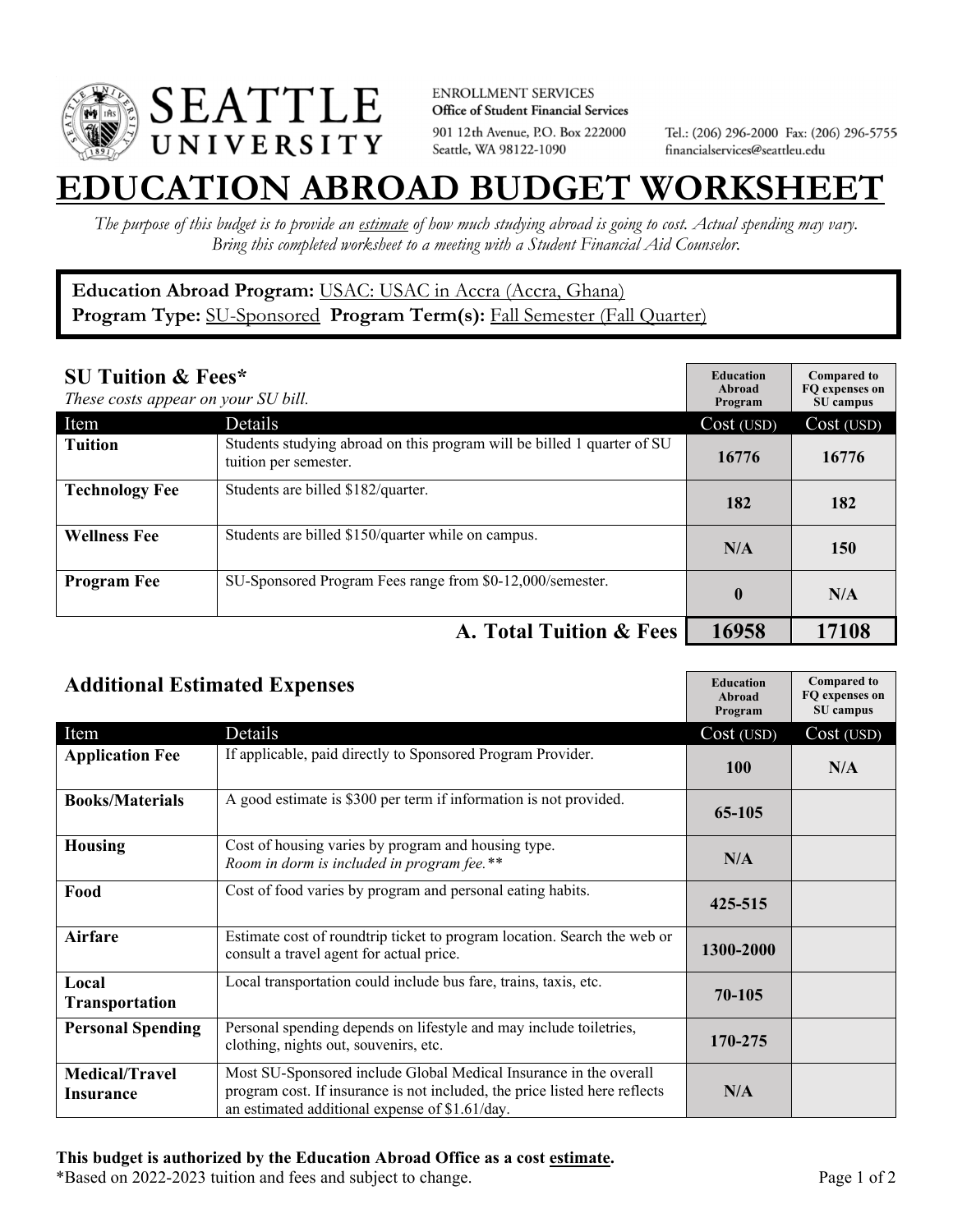ENROLLMENT SERVICES
**Office of Student Financial Services**
901 12th Avenue, P.O. Box 222000
Seattle, WA 98122-1090

Tel.: (206) 296-2000 Fax: (206) 296-5755
financialservices@seattleu.edu

# EDUCATION ABROAD BUDGET WORKSHEET

*The purpose of this budget is to provide an estimate of how much studying abroad is going to cost. Actual spending may vary. Bring this completed worksheet to a meeting with a Student Financial Aid Counselor.*

**Education Abroad Program:** USAC: USAC in Accra (Accra, Ghana)
**Program Type:** SU-Sponsored **Program Term(s):** Fall Semester (Fall Quarter)

## SU Tuition & Fees*

*These costs appear on your SU bill.*

| Item | Details | Education Abroad Program Cost (USD) | Compared to FQ expenses on SU campus Cost (USD) |
|---|---|---|---|
| **Tuition** | Students studying abroad on this program will be billed 1 quarter of SU tuition per semester. | 16776 | 16776 |
| **Technology Fee** | Students are billed $182/quarter. | 182 | 182 |
| **Wellness Fee** | Students are billed $150/quarter while on campus. | N/A | 150 |
| **Program Fee** | SU-Sponsored Program Fees range from $0-12,000/semester. | 0 | N/A |
| | **A. Total Tuition & Fees** | **16958** | **17108** |

## Additional Estimated Expenses

| Item | Details | Education Abroad Program Cost (USD) | Compared to FQ expenses on SU campus Cost (USD) |
|---|---|---|---|
| **Application Fee** | If applicable, paid directly to Sponsored Program Provider. | 100 | N/A |
| **Books/Materials** | A good estimate is $300 per term if information is not provided. | 65-105 | |
| **Housing** | Cost of housing varies by program and housing type. *Room in dorm is included in program fee.*** | N/A | |
| **Food** | Cost of food varies by program and personal eating habits. | 425-515 | |
| **Airfare** | Estimate cost of roundtrip ticket to program location. Search the web or consult a travel agent for actual price. | 1300-2000 | |
| **Local Transportation** | Local transportation could include bus fare, trains, taxis, etc. | 70-105 | |
| **Personal Spending** | Personal spending depends on lifestyle and may include toiletries, clothing, nights out, souvenirs, etc. | 170-275 | |
| **Medical/Travel Insurance** | Most SU-Sponsored include Global Medical Insurance in the overall program cost. If insurance is not included, the price listed here reflects an estimated additional expense of $1.61/day. | N/A | |

**This budget is authorized by the Education Abroad Office as a cost estimate.**
*Based on 2022-2023 tuition and fees and subject to change.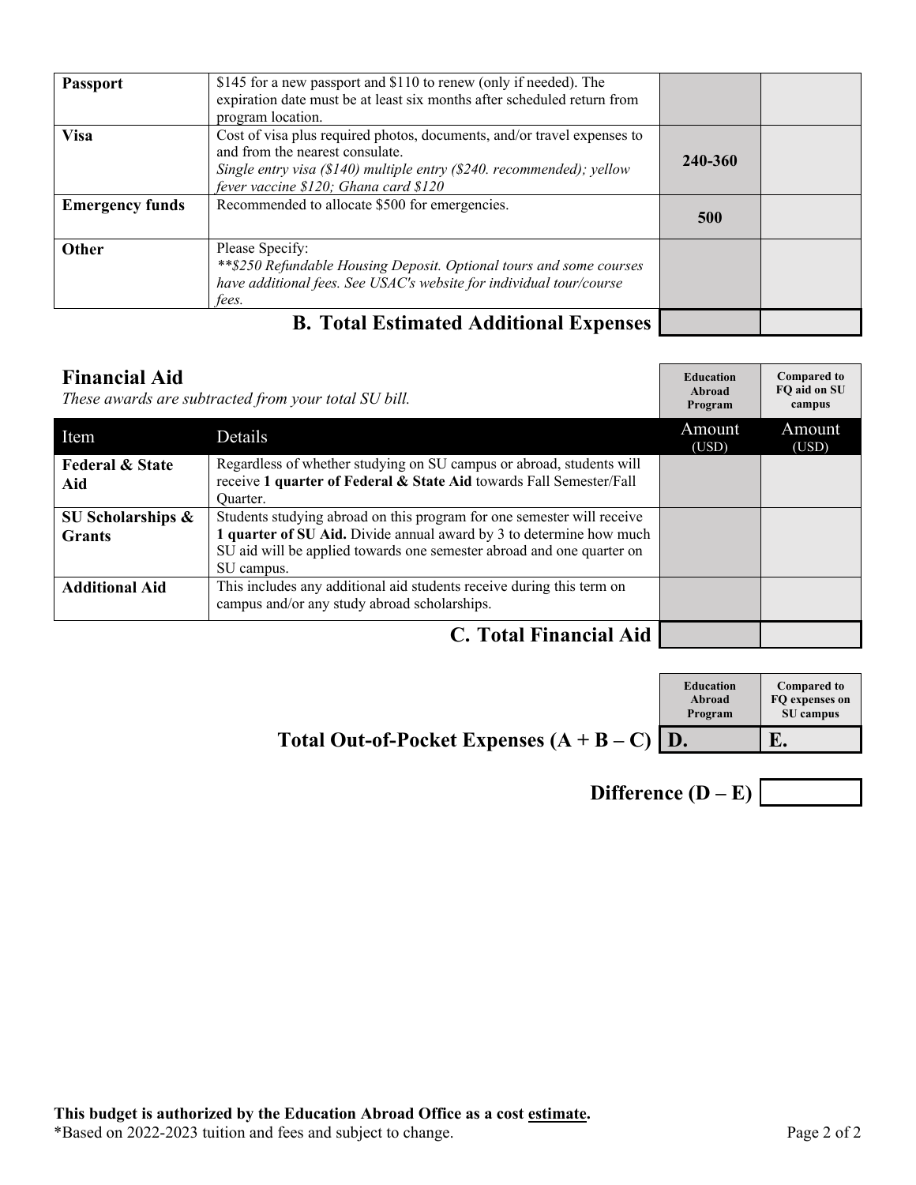| | | | |
|---|---|---|---|
| **Passport** | $145 for a new passport and $110 to renew (only if needed). The expiration date must be at least six months after scheduled return from program location. | | |
| **Visa** | Cost of visa plus required photos, documents, and/or travel expenses to and from the nearest consulate. *Single entry visa ($140) multiple entry ($240. recommended); yellow fever vaccine $120; Ghana card $120* | **240-360** | |
| **Emergency funds** | Recommended to allocate $500 for emergencies. | **500** | |
| **Other** | Please Specify: *\*\*$250 Refundable Housing Deposit. Optional tours and some courses have additional fees. See USAC's website for individual tour/course fees.* | | |
| | **B. Total Estimated Additional Expenses** | | |

## Financial Aid

*These awards are subtracted from your total SU bill.*

| | | Education Abroad Program | Compared to FQ aid on SU campus |
|---|---|---|---|
| Item | Details | Amount (USD) | Amount (USD) |
| **Federal & State Aid** | Regardless of whether studying on SU campus or abroad, students will receive **1 quarter of Federal & State Aid** towards Fall Semester/Fall Quarter. | | |
| **SU Scholarships & Grants** | Students studying abroad on this program for one semester will receive **1 quarter of SU Aid.** Divide annual award by 3 to determine how much SU aid will be applied towards one semester abroad and one quarter on SU campus. | | |
| **Additional Aid** | This includes any additional aid students receive during this term on campus and/or any study abroad scholarships. | | |
| | **C. Total Financial Aid** | | |

| | Education Abroad Program | Compared to FQ expenses on SU campus |
|---|---|---|
| **Total Out-of-Pocket Expenses (A + B – C)** | **D.** | **E.** |

**Difference (D – E)**

**This budget is authorized by the Education Abroad Office as a cost estimate.**

\*Based on 2022-2023 tuition and fees and subject to change.